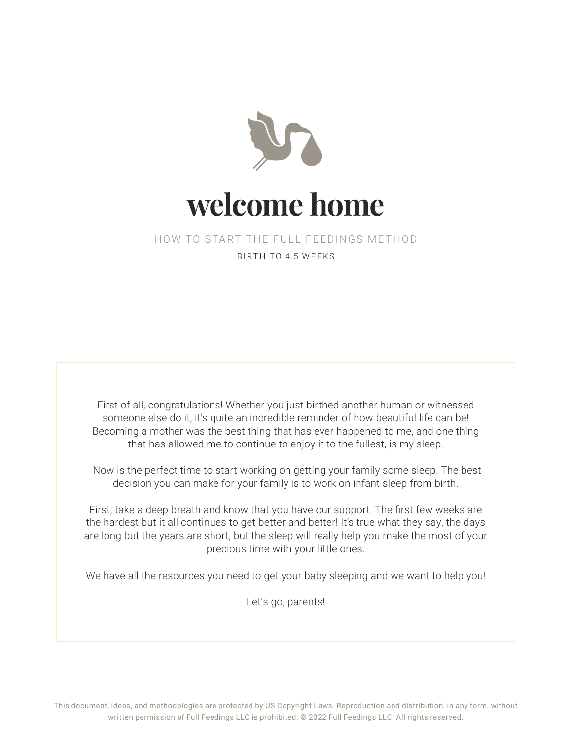# welcome home

## HOW TO START THE FULL FEEDINGS METHOD

BIRTH TO 4.5 WEEKS

First of all, congratulations! Whether you just birthed another human or witnessed someone else do it, it's quite an incredible reminder of how beautiful life can be! Becoming a mother was the best thing that has ever happened to me, and one thing that has allowed me to continue to enjoy it to the fullest, is my sleep.

Now is the perfect time to start working on getting your family some sleep. The best decision you can make for your family is to work on infant sleep from birth.

First, take a deep breath and know that you have our support. The first few weeks are the hardest but it all continues to get better and better! It's true what they say, the days are long but the years are short, but the sleep will really help you make the most of your precious time with your little ones.

We have all the resources you need to get your baby sleeping and we want to help you!

Let's go, parents!

This document, ideas, and methodologies are protected by US Copyright Laws. Reproduction and distribution, in any form, without written permission of Full Feedings LLC is prohibited. © 2022 Full Feedings LLC. All rights reserved.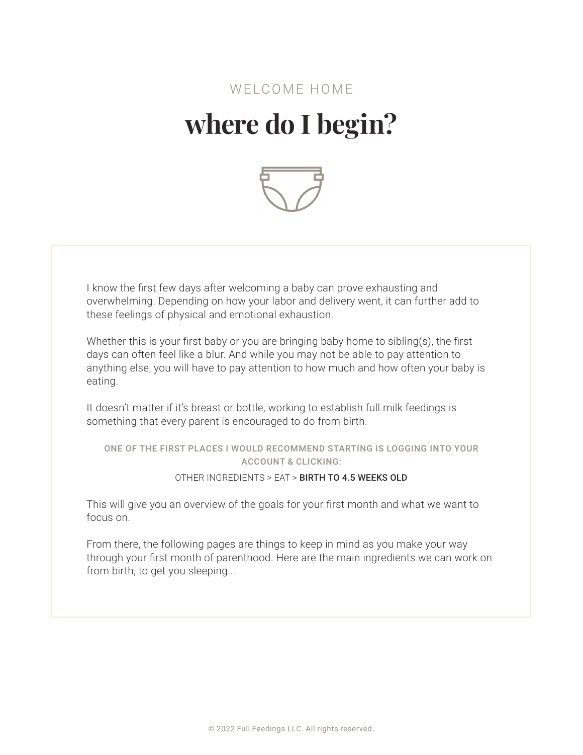WELCOME HOME

# where do I begin?

I know the first few days after welcoming a baby can prove exhausting and overwhelming. Depending on how your labor and delivery went, it can further add to these feelings of physical and emotional exhaustion.

Whether this is your first baby or you are bringing baby home to sibling(s), the first days can often feel like a blur. And while you may not be able to pay attention to anything else, you will have to pay attention to how much and how often your baby is eating.

It doesn't matter if it's breast or bottle, working to establish full milk feedings is something that every parent is encouraged to do from birth.

**ONE OF THE FIRST PLACES I WOULD RECOMMEND STARTING IS LOGGING INTO YOUR ACCOUNT & CLICKING:**

OTHER INGREDIENTS > EAT > **BIRTH TO 4.5 WEEKS OLD**

This will give you an overview of the goals for your first month and what we want to focus on.

From there, the following pages are things to keep in mind as you make your way through your first month of parenthood. Here are the main ingredients we can work on from birth, to get you sleeping...

© 2022 Full Feedings LLC. All rights reserved.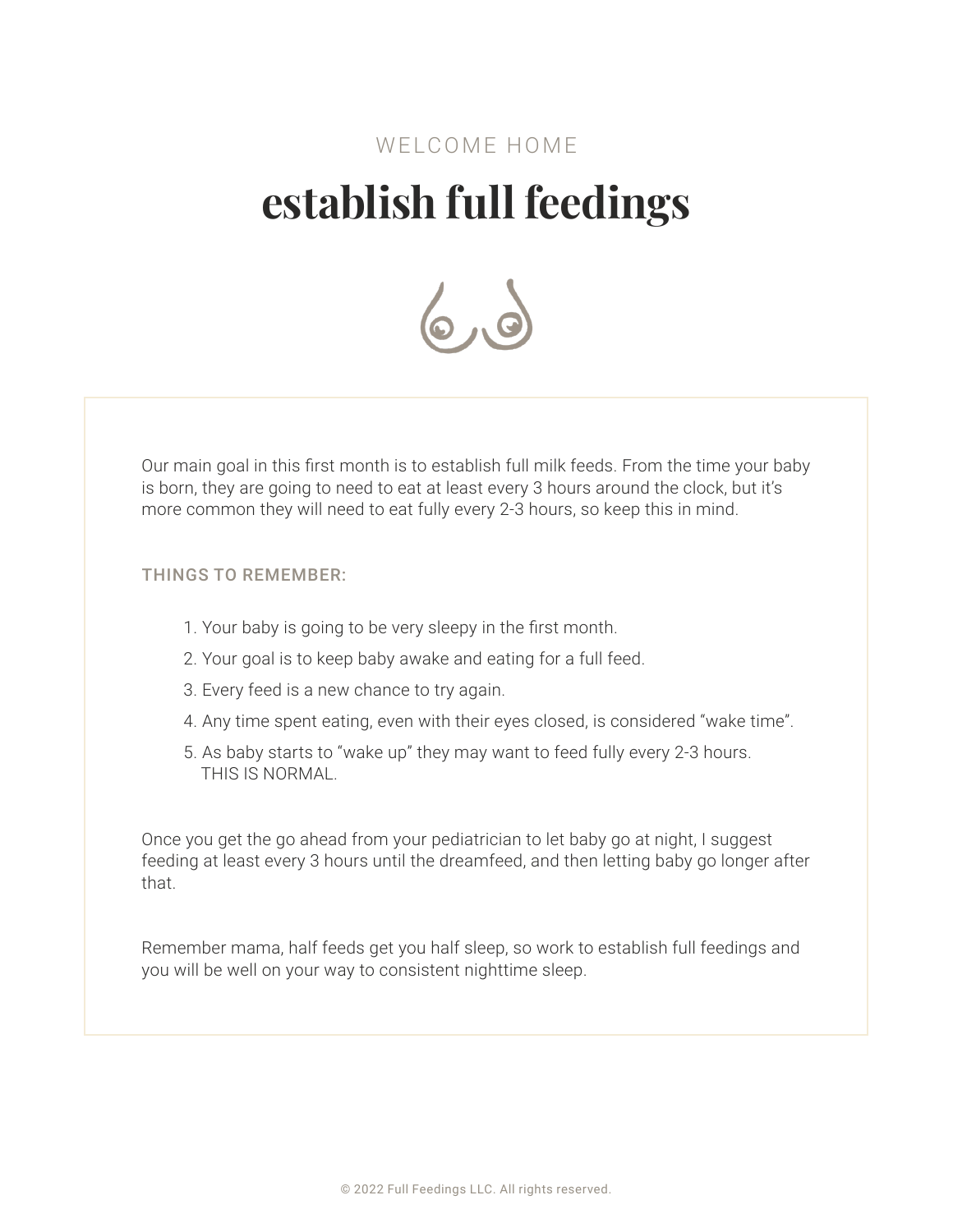WELCOME HOME

# establish full feedings

Our main goal in this first month is to establish full milk feeds. From the time your baby is born, they are going to need to eat at least every 3 hours around the clock, but it's more common they will need to eat fully every 2-3 hours, so keep this in mind.

### THINGS TO REMEMBER:

1. Your baby is going to be very sleepy in the first month.
2. Your goal is to keep baby awake and eating for a full feed.
3. Every feed is a new chance to try again.
4. Any time spent eating, even with their eyes closed, is considered "wake time".
5. As baby starts to "wake up" they may want to feed fully every 2-3 hours. THIS IS NORMAL.

Once you get the go ahead from your pediatrician to let baby go at night, I suggest feeding at least every 3 hours until the dreamfeed, and then letting baby go longer after that.

Remember mama, half feeds get you half sleep, so work to establish full feedings and you will be well on your way to consistent nighttime sleep.

© 2022 Full Feedings LLC. All rights reserved.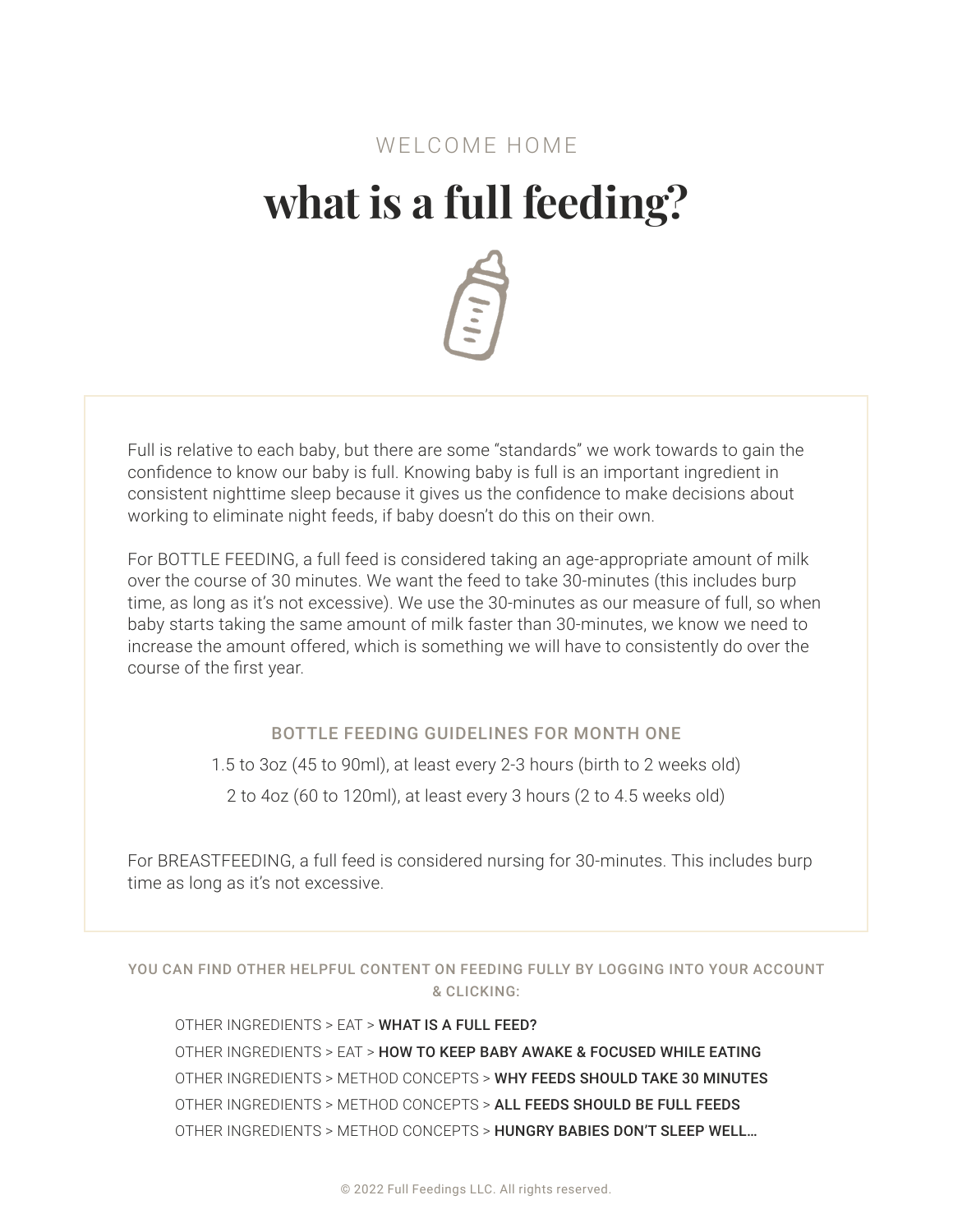WELCOME HOME

# what is a full feeding?

Full is relative to each baby, but there are some "standards" we work towards to gain the confidence to know our baby is full. Knowing baby is full is an important ingredient in consistent nighttime sleep because it gives us the confidence to make decisions about working to eliminate night feeds, if baby doesn't do this on their own.

For BOTTLE FEEDING, a full feed is considered taking an age-appropriate amount of milk over the course of 30 minutes. We want the feed to take 30-minutes (this includes burp time, as long as it's not excessive). We use the 30-minutes as our measure of full, so when baby starts taking the same amount of milk faster than 30-minutes, we know we need to increase the amount offered, which is something we will have to consistently do over the course of the first year.

### BOTTLE FEEDING GUIDELINES FOR MONTH ONE

1.5 to 3oz (45 to 90ml), at least every 2-3 hours (birth to 2 weeks old)

2 to 4oz (60 to 120ml), at least every 3 hours (2 to 4.5 weeks old)

For BREASTFEEDING, a full feed is considered nursing for 30-minutes. This includes burp time as long as it's not excessive.

YOU CAN FIND OTHER HELPFUL CONTENT ON FEEDING FULLY BY LOGGING INTO YOUR ACCOUNT & CLICKING:

- OTHER INGREDIENTS > EAT > **WHAT IS A FULL FEED?**
- OTHER INGREDIENTS > EAT > **HOW TO KEEP BABY AWAKE & FOCUSED WHILE EATING**
- OTHER INGREDIENTS > METHOD CONCEPTS > **WHY FEEDS SHOULD TAKE 30 MINUTES**
- OTHER INGREDIENTS > METHOD CONCEPTS > **ALL FEEDS SHOULD BE FULL FEEDS**
- OTHER INGREDIENTS > METHOD CONCEPTS > **HUNGRY BABIES DON'T SLEEP WELL…**

© 2022 Full Feedings LLC. All rights reserved.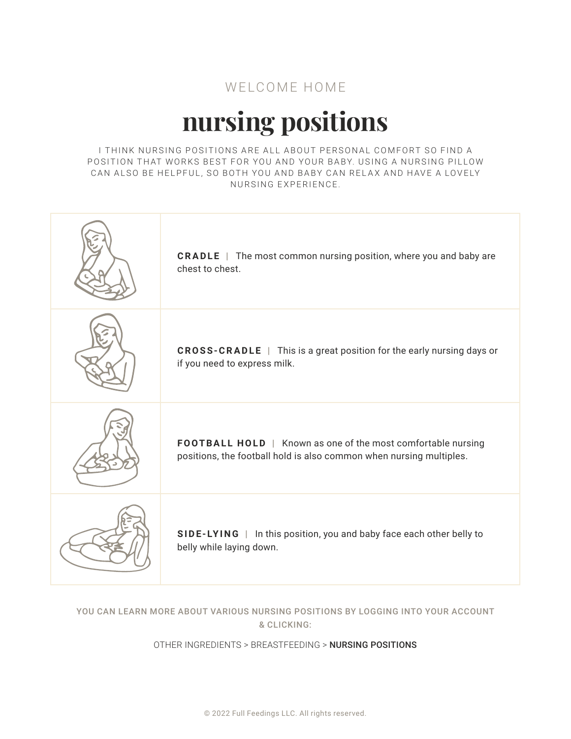WELCOME HOME

# nursing positions

I THINK NURSING POSITIONS ARE ALL ABOUT PERSONAL COMFORT SO FIND A POSITION THAT WORKS BEST FOR YOU AND YOUR BABY. USING A NURSING PILLOW CAN ALSO BE HELPFUL, SO BOTH YOU AND BABY CAN RELAX AND HAVE A LOVELY NURSING EXPERIENCE.

**CRADLE** | The most common nursing position, where you and baby are chest to chest.

**CROSS-CRADLE** | This is a great position for the early nursing days or if you need to express milk.

**FOOTBALL HOLD** | Known as one of the most comfortable nursing positions, the football hold is also common when nursing multiples.

**SIDE-LYING** | In this position, you and baby face each other belly to belly while laying down.

YOU CAN LEARN MORE ABOUT VARIOUS NURSING POSITIONS BY LOGGING INTO YOUR ACCOUNT & CLICKING:

OTHER INGREDIENTS > BREASTFEEDING > **NURSING POSITIONS**

© 2022 Full Feedings LLC. All rights reserved.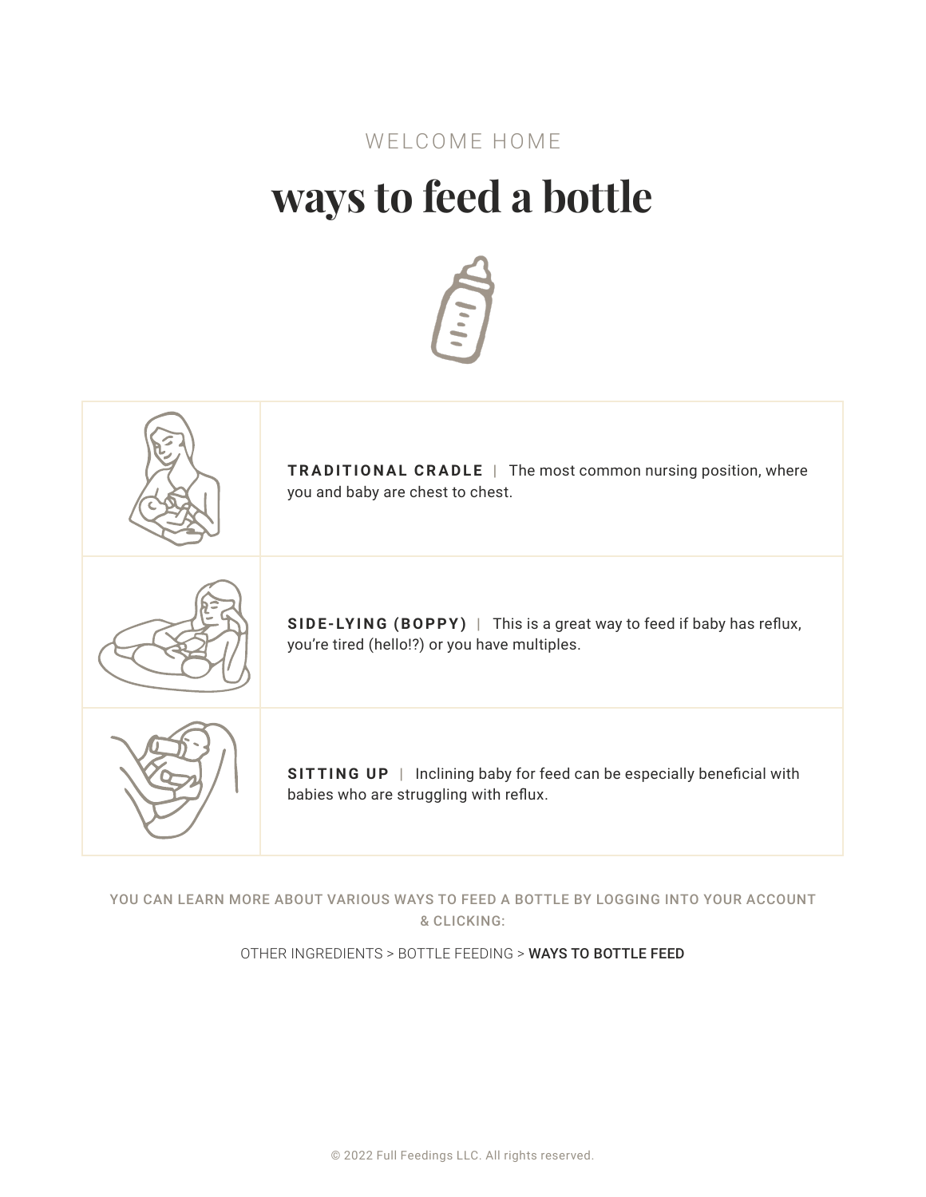WELCOME HOME

# ways to feed a bottle

| | |
|---|---|
| | **TRADITIONAL CRADLE** \| The most common nursing position, where you and baby are chest to chest. |
| | **SIDE-LYING (BOPPY)** \| This is a great way to feed if baby has reflux, you're tired (hello!?) or you have multiples. |
| | **SITTING UP** \| Inclining baby for feed can be especially beneficial with babies who are struggling with reflux. |

YOU CAN LEARN MORE ABOUT VARIOUS WAYS TO FEED A BOTTLE BY LOGGING INTO YOUR ACCOUNT & CLICKING:

OTHER INGREDIENTS > BOTTLE FEEDING > **WAYS TO BOTTLE FEED**

© 2022 Full Feedings LLC. All rights reserved.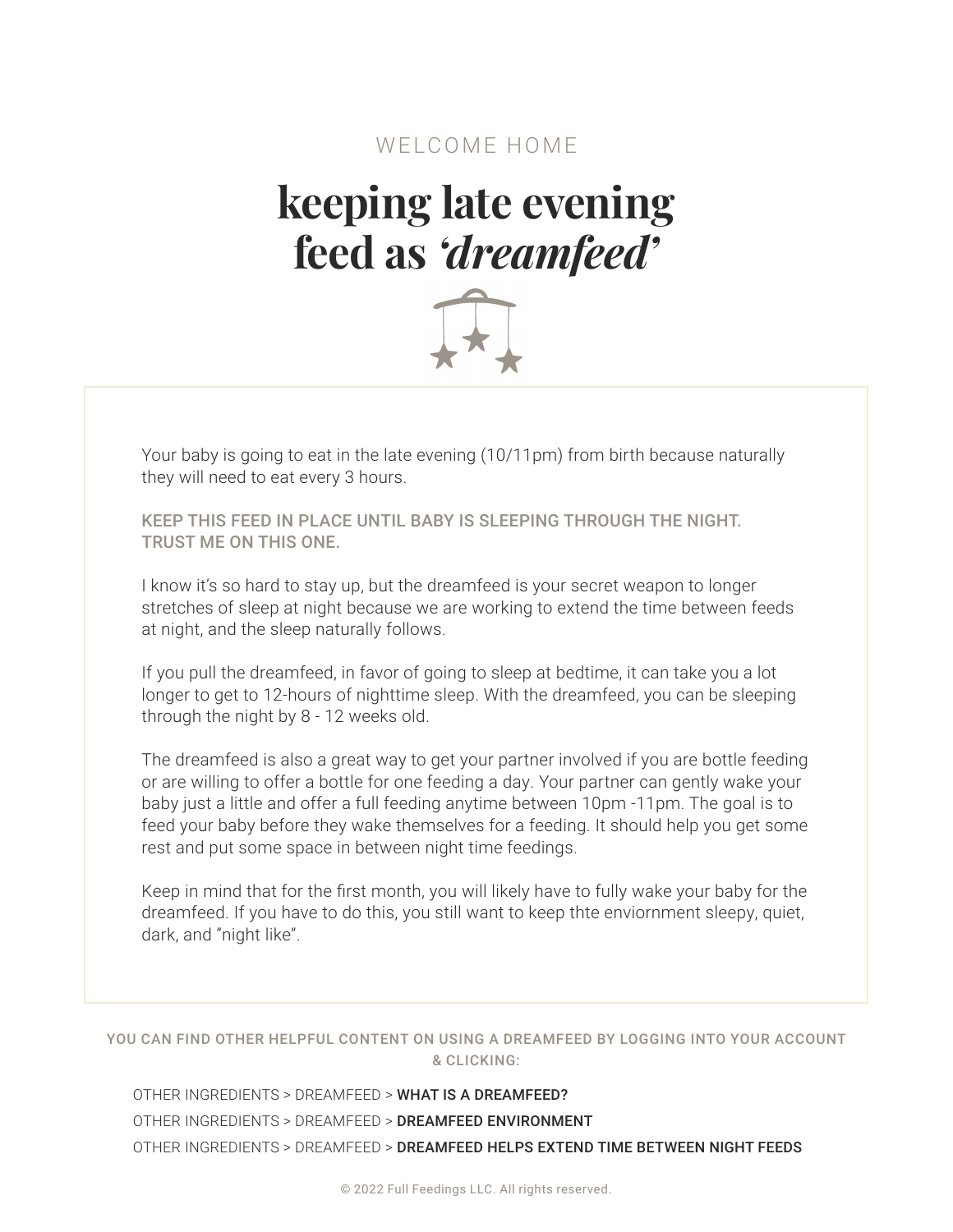WELCOME HOME

# keeping late evening feed as *'dreamfeed'*

Your baby is going to eat in the late evening (10/11pm) from birth because naturally they will need to eat every 3 hours.

**KEEP THIS FEED IN PLACE UNTIL BABY IS SLEEPING THROUGH THE NIGHT. TRUST ME ON THIS ONE.**

I know it's so hard to stay up, but the dreamfeed is your secret weapon to longer stretches of sleep at night because we are working to extend the time between feeds at night, and the sleep naturally follows.

If you pull the dreamfeed, in favor of going to sleep at bedtime, it can take you a lot longer to get to 12-hours of nighttime sleep. With the dreamfeed, you can be sleeping through the night by 8 - 12 weeks old.

The dreamfeed is also a great way to get your partner involved if you are bottle feeding or are willing to offer a bottle for one feeding a day. Your partner can gently wake your baby just a little and offer a full feeding anytime between 10pm -11pm. The goal is to feed your baby before they wake themselves for a feeding. It should help you get some rest and put some space in between night time feedings.

Keep in mind that for the first month, you will likely have to fully wake your baby for the dreamfeed. If you have to do this, you still want to keep thte enviornment sleepy, quiet, dark, and "night like".

**YOU CAN FIND OTHER HELPFUL CONTENT ON USING A DREAMFEED BY LOGGING INTO YOUR ACCOUNT & CLICKING:**

OTHER INGREDIENTS > DREAMFEED > **WHAT IS A DREAMFEED?**

OTHER INGREDIENTS > DREAMFEED > **DREAMFEED ENVIRONMENT**

OTHER INGREDIENTS > DREAMFEED > **DREAMFEED HELPS EXTEND TIME BETWEEN NIGHT FEEDS**

© 2022 Full Feedings LLC. All rights reserved.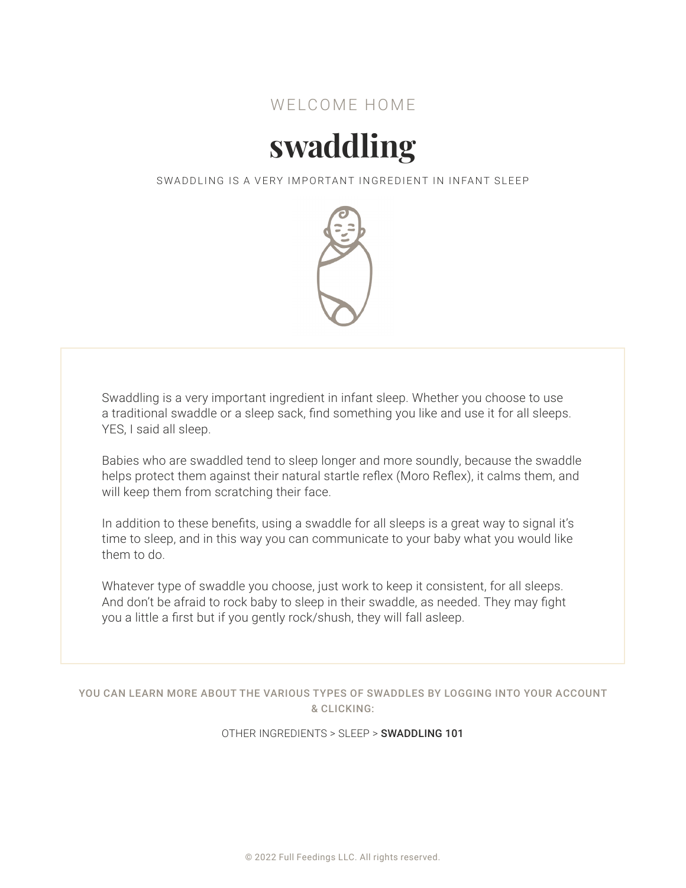WELCOME HOME

# swaddling

SWADDLING IS A VERY IMPORTANT INGREDIENT IN INFANT SLEEP

Swaddling is a very important ingredient in infant sleep. Whether you choose to use a traditional swaddle or a sleep sack, find something you like and use it for all sleeps. YES, I said all sleep.

Babies who are swaddled tend to sleep longer and more soundly, because the swaddle helps protect them against their natural startle reflex (Moro Reflex), it calms them, and will keep them from scratching their face.

In addition to these benefits, using a swaddle for all sleeps is a great way to signal it's time to sleep, and in this way you can communicate to your baby what you would like them to do.

Whatever type of swaddle you choose, just work to keep it consistent, for all sleeps. And don't be afraid to rock baby to sleep in their swaddle, as needed. They may fight you a little a first but if you gently rock/shush, they will fall asleep.

**YOU CAN LEARN MORE ABOUT THE VARIOUS TYPES OF SWADDLES BY LOGGING INTO YOUR ACCOUNT & CLICKING:**

OTHER INGREDIENTS > SLEEP > **SWADDLING 101**

© 2022 Full Feedings LLC. All rights reserved.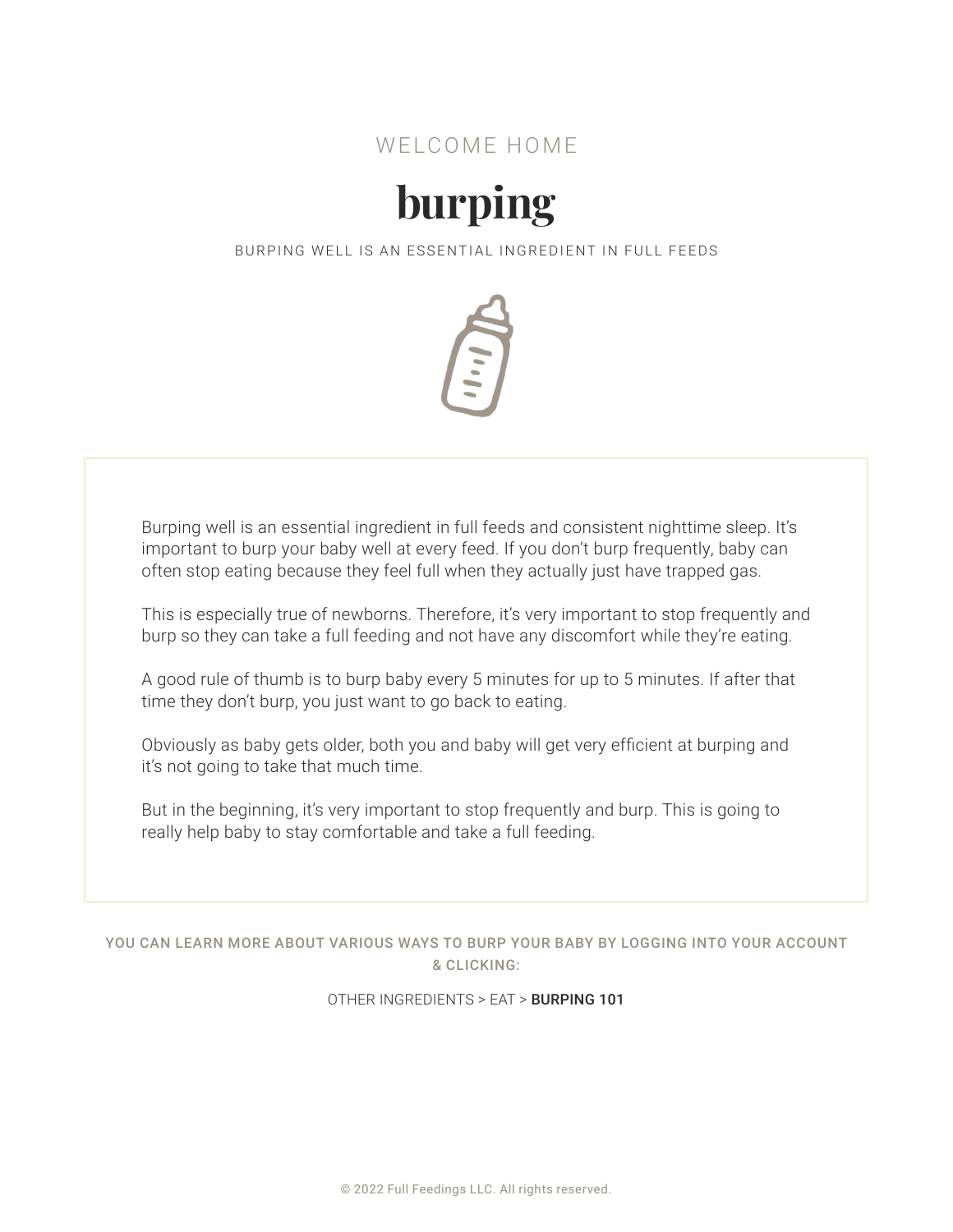WELCOME HOME

# burping

BURPING WELL IS AN ESSENTIAL INGREDIENT IN FULL FEEDS

Burping well is an essential ingredient in full feeds and consistent nighttime sleep. It's important to burp your baby well at every feed. If you don't burp frequently, baby can often stop eating because they feel full when they actually just have trapped gas.

This is especially true of newborns. Therefore, it's very important to stop frequently and burp so they can take a full feeding and not have any discomfort while they're eating.

A good rule of thumb is to burp baby every 5 minutes for up to 5 minutes. If after that time they don't burp, you just want to go back to eating.

Obviously as baby gets older, both you and baby will get very efficient at burping and it's not going to take that much time.

But in the beginning, it's very important to stop frequently and burp. This is going to really help baby to stay comfortable and take a full feeding.

YOU CAN LEARN MORE ABOUT VARIOUS WAYS TO BURP YOUR BABY BY LOGGING INTO YOUR ACCOUNT & CLICKING:

OTHER INGREDIENTS > EAT > **BURPING 101**

© 2022 Full Feedings LLC. All rights reserved.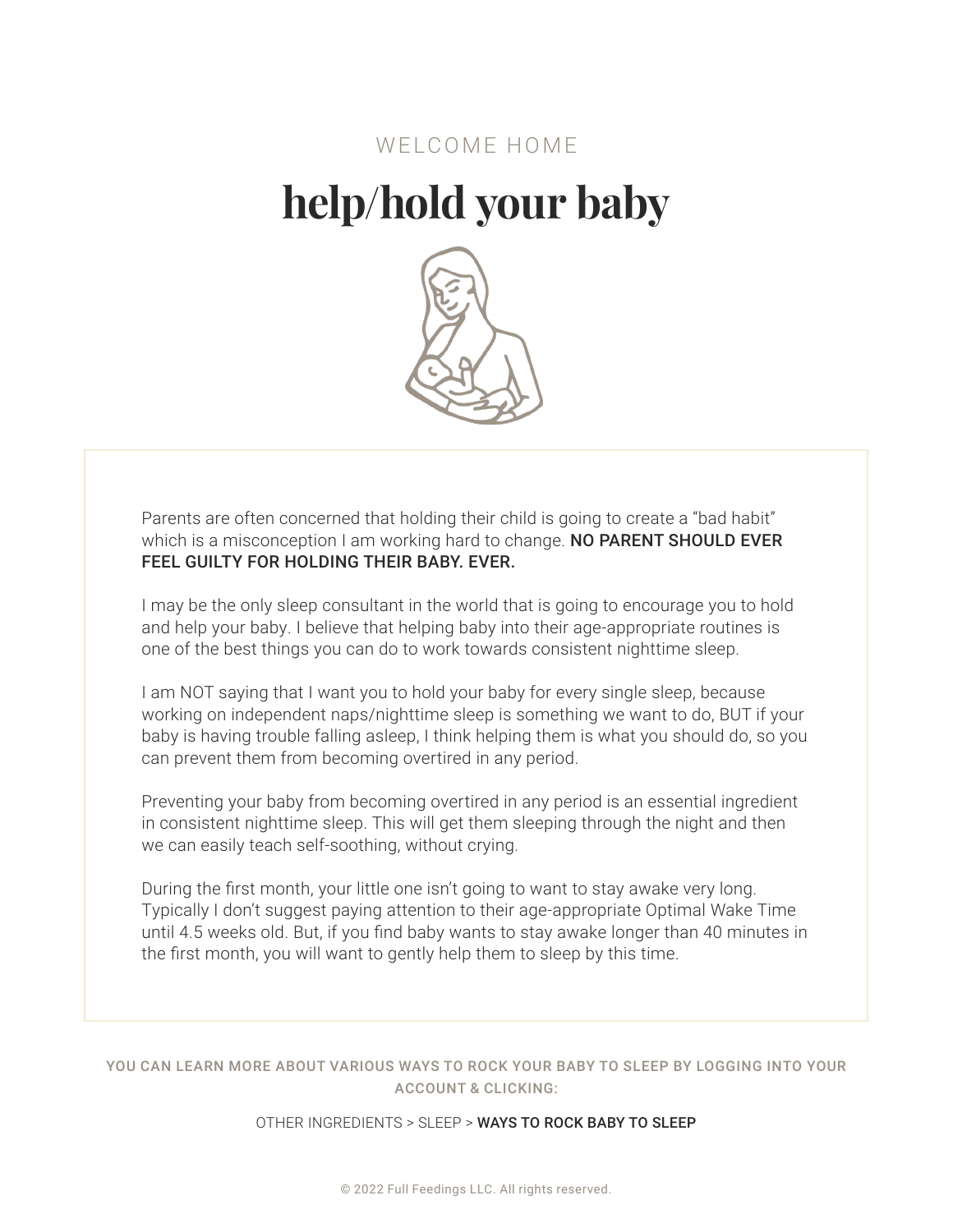WELCOME HOME

# help/hold your baby

Parents are often concerned that holding their child is going to create a “bad habit” which is a misconception I am working hard to change. **NO PARENT SHOULD EVER FEEL GUILTY FOR HOLDING THEIR BABY. EVER.**

I may be the only sleep consultant in the world that is going to encourage you to hold and help your baby. I believe that helping baby into their age-appropriate routines is one of the best things you can do to work towards consistent nighttime sleep.

I am NOT saying that I want you to hold your baby for every single sleep, because working on independent naps/nighttime sleep is something we want to do, BUT if your baby is having trouble falling asleep, I think helping them is what you should do, so you can prevent them from becoming overtired in any period.

Preventing your baby from becoming overtired in any period is an essential ingredient in consistent nighttime sleep. This will get them sleeping through the night and then we can easily teach self-soothing, without crying.

During the first month, your little one isn’t going to want to stay awake very long. Typically I don’t suggest paying attention to their age-appropriate Optimal Wake Time until 4.5 weeks old. But, if you find baby wants to stay awake longer than 40 minutes in the first month, you will want to gently help them to sleep by this time.

YOU CAN LEARN MORE ABOUT VARIOUS WAYS TO ROCK YOUR BABY TO SLEEP BY LOGGING INTO YOUR ACCOUNT & CLICKING:

OTHER INGREDIENTS > SLEEP > **WAYS TO ROCK BABY TO SLEEP**

© 2022 Full Feedings LLC. All rights reserved.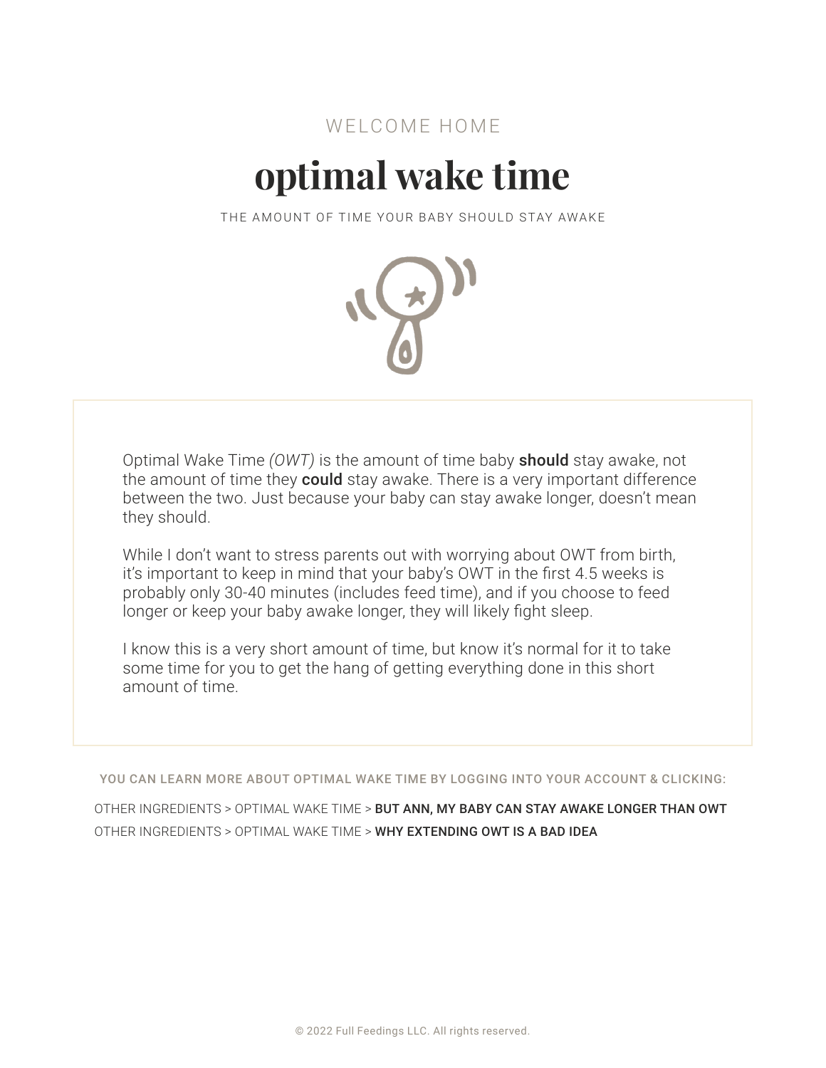WELCOME HOME

# optimal wake time

THE AMOUNT OF TIME YOUR BABY SHOULD STAY AWAKE

Optimal Wake Time *(OWT)* is the amount of time baby **should** stay awake, not the amount of time they **could** stay awake. There is a very important difference between the two. Just because your baby can stay awake longer, doesn't mean they should.

While I don't want to stress parents out with worrying about OWT from birth, it's important to keep in mind that your baby's OWT in the first 4.5 weeks is probably only 30-40 minutes (includes feed time), and if you choose to feed longer or keep your baby awake longer, they will likely fight sleep.

I know this is a very short amount of time, but know it's normal for it to take some time for you to get the hang of getting everything done in this short amount of time.

YOU CAN LEARN MORE ABOUT OPTIMAL WAKE TIME BY LOGGING INTO YOUR ACCOUNT & CLICKING:

OTHER INGREDIENTS > OPTIMAL WAKE TIME > **BUT ANN, MY BABY CAN STAY AWAKE LONGER THAN OWT**

OTHER INGREDIENTS > OPTIMAL WAKE TIME > **WHY EXTENDING OWT IS A BAD IDEA**

© 2022 Full Feedings LLC. All rights reserved.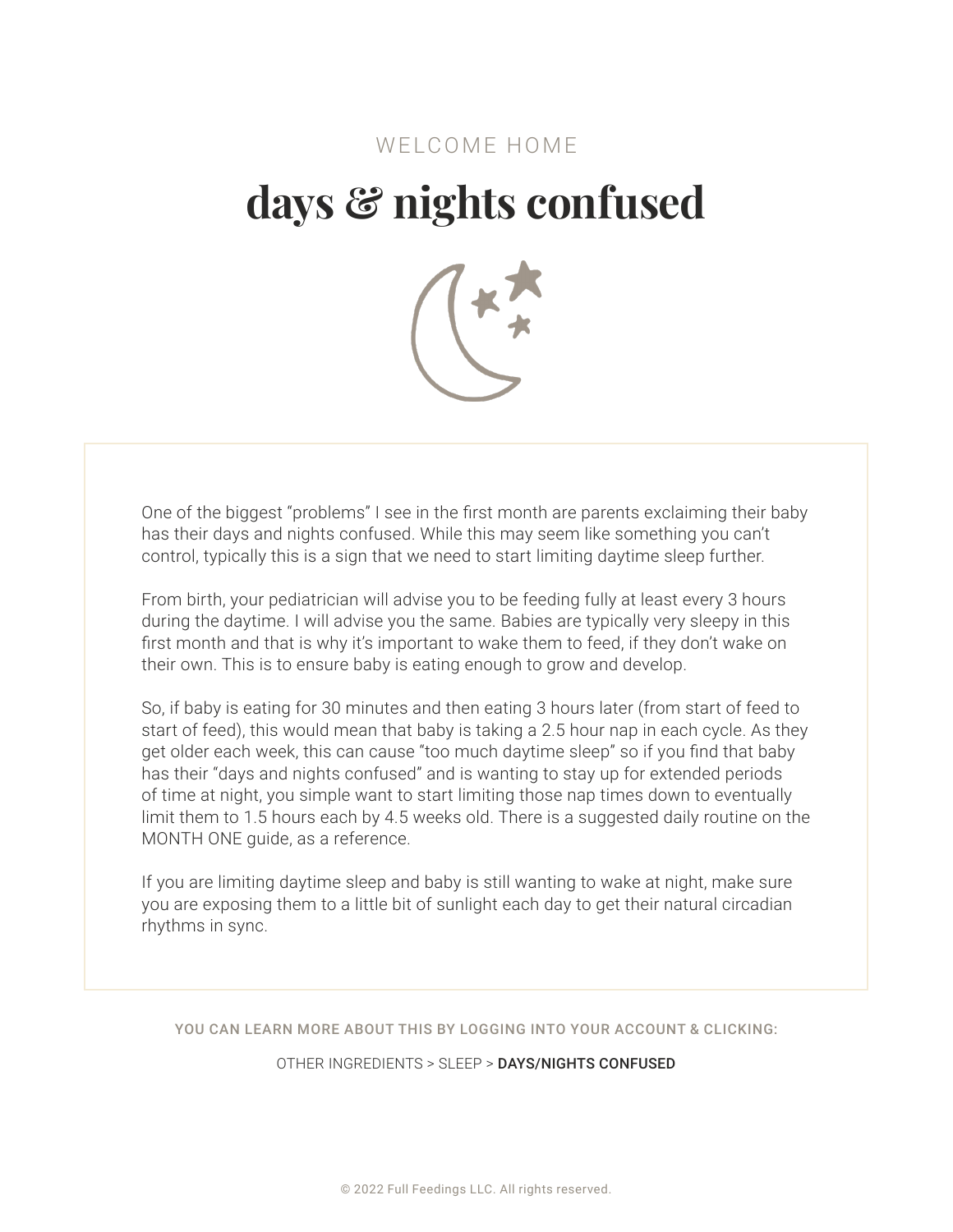WELCOME HOME

# days & nights confused

One of the biggest “problems” I see in the first month are parents exclaiming their baby has their days and nights confused. While this may seem like something you can’t control, typically this is a sign that we need to start limiting daytime sleep further.

From birth, your pediatrician will advise you to be feeding fully at least every 3 hours during the daytime. I will advise you the same. Babies are typically very sleepy in this first month and that is why it’s important to wake them to feed, if they don’t wake on their own. This is to ensure baby is eating enough to grow and develop.

So, if baby is eating for 30 minutes and then eating 3 hours later (from start of feed to start of feed), this would mean that baby is taking a 2.5 hour nap in each cycle. As they get older each week, this can cause “too much daytime sleep” so if you find that baby has their “days and nights confused” and is wanting to stay up for extended periods of time at night, you simple want to start limiting those nap times down to eventually limit them to 1.5 hours each by 4.5 weeks old. There is a suggested daily routine on the MONTH ONE guide, as a reference.

If you are limiting daytime sleep and baby is still wanting to wake at night, make sure you are exposing them to a little bit of sunlight each day to get their natural circadian rhythms in sync.

YOU CAN LEARN MORE ABOUT THIS BY LOGGING INTO YOUR ACCOUNT & CLICKING:

OTHER INGREDIENTS > SLEEP > **DAYS/NIGHTS CONFUSED**

© 2022 Full Feedings LLC. All rights reserved.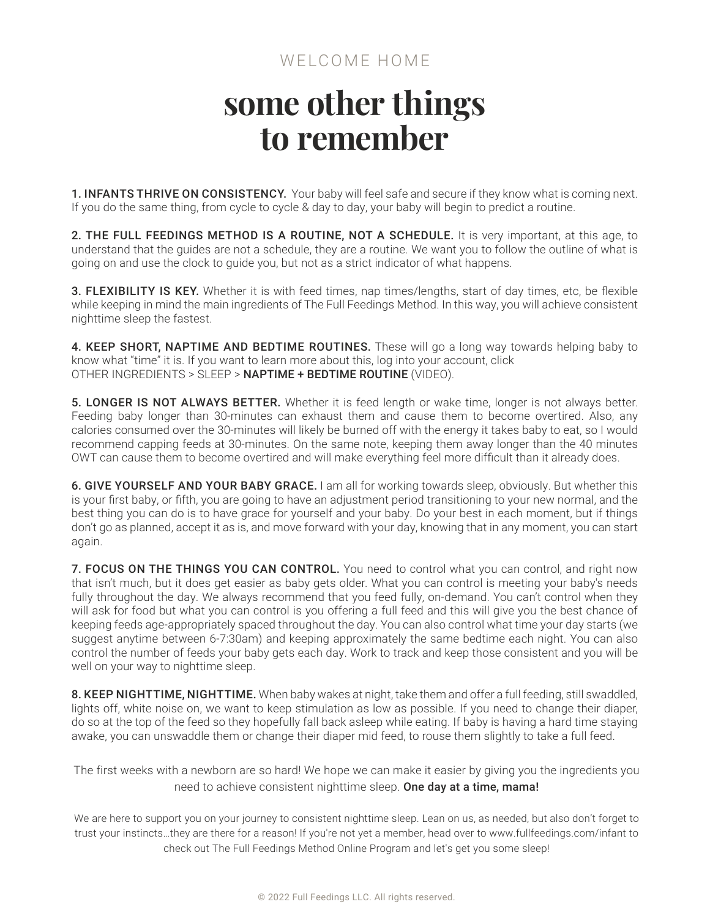WELCOME HOME

# some other things to remember

**1. INFANTS THRIVE ON CONSISTENCY.** Your baby will feel safe and secure if they know what is coming next. If you do the same thing, from cycle to cycle & day to day, your baby will begin to predict a routine.

**2. THE FULL FEEDINGS METHOD IS A ROUTINE, NOT A SCHEDULE.** It is very important, at this age, to understand that the guides are not a schedule, they are a routine. We want you to follow the outline of what is going on and use the clock to guide you, but not as a strict indicator of what happens.

**3. FLEXIBILITY IS KEY.** Whether it is with feed times, nap times/lengths, start of day times, etc, be flexible while keeping in mind the main ingredients of The Full Feedings Method. In this way, you will achieve consistent nighttime sleep the fastest.

**4. KEEP SHORT, NAPTIME AND BEDTIME ROUTINES.** These will go a long way towards helping baby to know what "time" it is. If you want to learn more about this, log into your account, click OTHER INGREDIENTS > SLEEP > **NAPTIME + BEDTIME ROUTINE** (VIDEO).

**5. LONGER IS NOT ALWAYS BETTER.** Whether it is feed length or wake time, longer is not always better. Feeding baby longer than 30-minutes can exhaust them and cause them to become overtired. Also, any calories consumed over the 30-minutes will likely be burned off with the energy it takes baby to eat, so I would recommend capping feeds at 30-minutes. On the same note, keeping them away longer than the 40 minutes OWT can cause them to become overtired and will make everything feel more difficult than it already does.

**6. GIVE YOURSELF AND YOUR BABY GRACE.** I am all for working towards sleep, obviously. But whether this is your first baby, or fifth, you are going to have an adjustment period transitioning to your new normal, and the best thing you can do is to have grace for yourself and your baby. Do your best in each moment, but if things don't go as planned, accept it as is, and move forward with your day, knowing that in any moment, you can start again.

**7. FOCUS ON THE THINGS YOU CAN CONTROL.** You need to control what you can control, and right now that isn't much, but it does get easier as baby gets older. What you can control is meeting your baby's needs fully throughout the day. We always recommend that you feed fully, on-demand. You can't control when they will ask for food but what you can control is you offering a full feed and this will give you the best chance of keeping feeds age-appropriately spaced throughout the day. You can also control what time your day starts (we suggest anytime between 6-7:30am) and keeping approximately the same bedtime each night. You can also control the number of feeds your baby gets each day. Work to track and keep those consistent and you will be well on your way to nighttime sleep.

**8. KEEP NIGHTTIME, NIGHTTIME.** When baby wakes at night, take them and offer a full feeding, still swaddled, lights off, white noise on, we want to keep stimulation as low as possible. If you need to change their diaper, do so at the top of the feed so they hopefully fall back asleep while eating. If baby is having a hard time staying awake, you can unswaddle them or change their diaper mid feed, to rouse them slightly to take a full feed.

The first weeks with a newborn are so hard! We hope we can make it easier by giving you the ingredients you need to achieve consistent nighttime sleep. **One day at a time, mama!**

We are here to support you on your journey to consistent nighttime sleep. Lean on us, as needed, but also don't forget to trust your instincts…they are there for a reason! If you're not yet a member, head over to www.fullfeedings.com/infant to check out The Full Feedings Method Online Program and let's get you some sleep!

© 2022 Full Feedings LLC. All rights reserved.